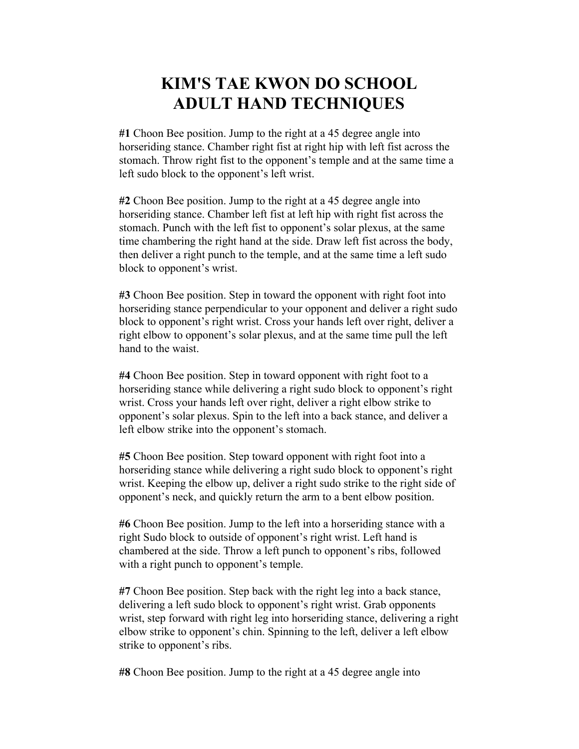# KIM'S TAE KWON DO SCHOOL
# ADULT HAND TECHNIQUES

**#1** Choon Bee position. Jump to the right at a 45 degree angle into horseriding stance. Chamber right fist at right hip with left fist across the stomach. Throw right fist to the opponent's temple and at the same time a left sudo block to the opponent's left wrist.

**#2** Choon Bee position. Jump to the right at a 45 degree angle into horseriding stance. Chamber left fist at left hip with right fist across the stomach. Punch with the left fist to opponent's solar plexus, at the same time chambering the right hand at the side. Draw left fist across the body, then deliver a right punch to the temple, and at the same time a left sudo block to opponent's wrist.

**#3** Choon Bee position. Step in toward the opponent with right foot into horseriding stance perpendicular to your opponent and deliver a right sudo block to opponent's right wrist. Cross your hands left over right, deliver a right elbow to opponent's solar plexus, and at the same time pull the left hand to the waist.

**#4** Choon Bee position. Step in toward opponent with right foot to a horseriding stance while delivering a right sudo block to opponent's right wrist. Cross your hands left over right, deliver a right elbow strike to opponent's solar plexus. Spin to the left into a back stance, and deliver a left elbow strike into the opponent's stomach.

**#5** Choon Bee position. Step toward opponent with right foot into a horseriding stance while delivering a right sudo block to opponent's right wrist. Keeping the elbow up, deliver a right sudo strike to the right side of opponent's neck, and quickly return the arm to a bent elbow position.

**#6** Choon Bee position. Jump to the left into a horseriding stance with a right Sudo block to outside of opponent's right wrist. Left hand is chambered at the side. Throw a left punch to opponent's ribs, followed with a right punch to opponent's temple.

**#7** Choon Bee position. Step back with the right leg into a back stance, delivering a left sudo block to opponent's right wrist. Grab opponents wrist, step forward with right leg into horseriding stance, delivering a right elbow strike to opponent's chin. Spinning to the left, deliver a left elbow strike to opponent's ribs.

**#8** Choon Bee position. Jump to the right at a 45 degree angle into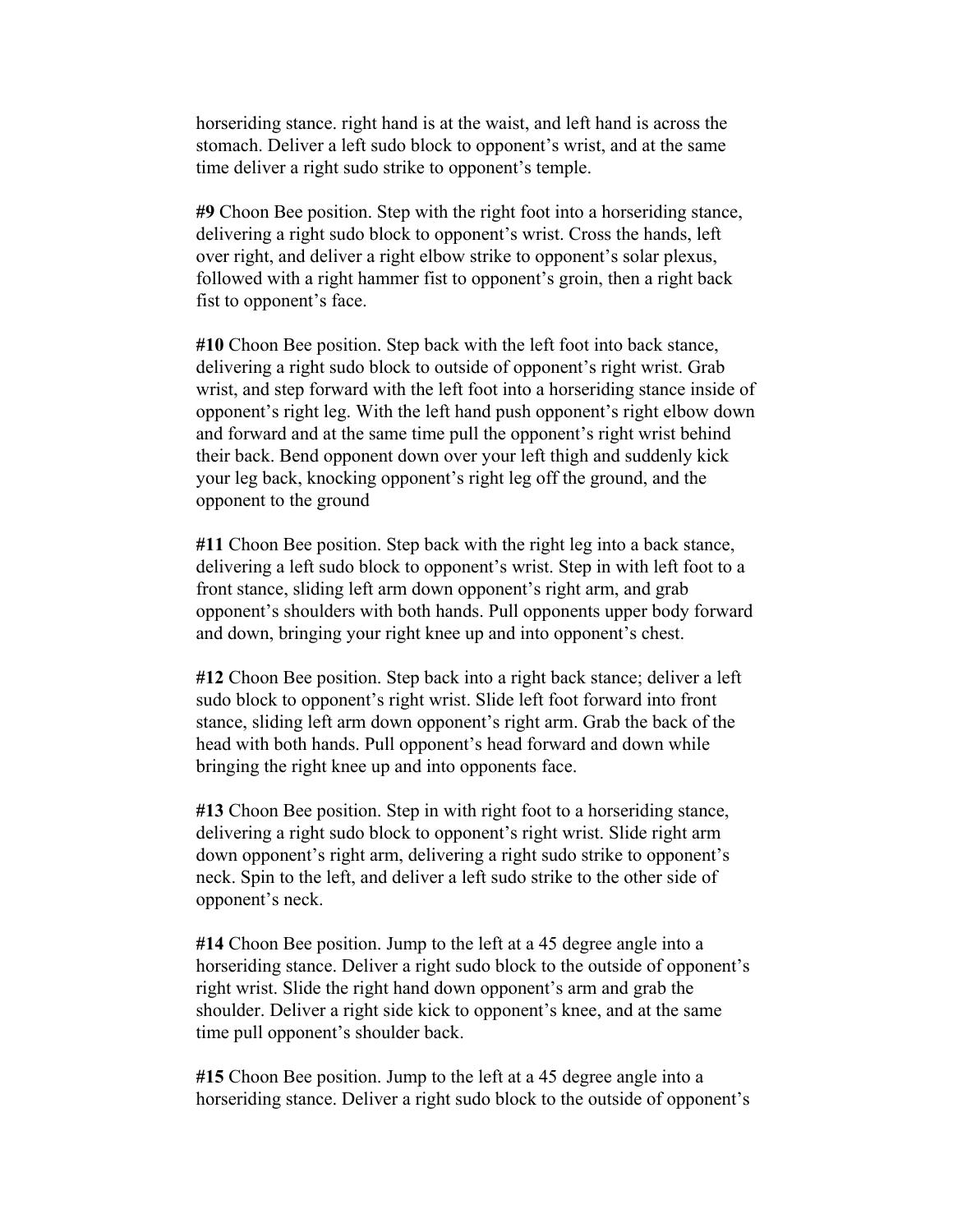horseriding stance. right hand is at the waist, and left hand is across the stomach. Deliver a left sudo block to opponent's wrist, and at the same time deliver a right sudo strike to opponent's temple.

**#9** Choon Bee position. Step with the right foot into a horseriding stance, delivering a right sudo block to opponent's wrist. Cross the hands, left over right, and deliver a right elbow strike to opponent's solar plexus, followed with a right hammer fist to opponent's groin, then a right back fist to opponent's face.

**#10** Choon Bee position. Step back with the left foot into back stance, delivering a right sudo block to outside of opponent's right wrist. Grab wrist, and step forward with the left foot into a horseriding stance inside of opponent's right leg. With the left hand push opponent's right elbow down and forward and at the same time pull the opponent's right wrist behind their back. Bend opponent down over your left thigh and suddenly kick your leg back, knocking opponent's right leg off the ground, and the opponent to the ground

**#11** Choon Bee position. Step back with the right leg into a back stance, delivering a left sudo block to opponent's wrist. Step in with left foot to a front stance, sliding left arm down opponent's right arm, and grab opponent's shoulders with both hands. Pull opponents upper body forward and down, bringing your right knee up and into opponent's chest.

**#12** Choon Bee position. Step back into a right back stance; deliver a left sudo block to opponent's right wrist. Slide left foot forward into front stance, sliding left arm down opponent's right arm. Grab the back of the head with both hands. Pull opponent's head forward and down while bringing the right knee up and into opponents face.

**#13** Choon Bee position. Step in with right foot to a horseriding stance, delivering a right sudo block to opponent's right wrist. Slide right arm down opponent's right arm, delivering a right sudo strike to opponent's neck. Spin to the left, and deliver a left sudo strike to the other side of opponent's neck.

**#14** Choon Bee position. Jump to the left at a 45 degree angle into a horseriding stance. Deliver a right sudo block to the outside of opponent's right wrist. Slide the right hand down opponent's arm and grab the shoulder. Deliver a right side kick to opponent's knee, and at the same time pull opponent's shoulder back.

**#15** Choon Bee position. Jump to the left at a 45 degree angle into a horseriding stance. Deliver a right sudo block to the outside of opponent's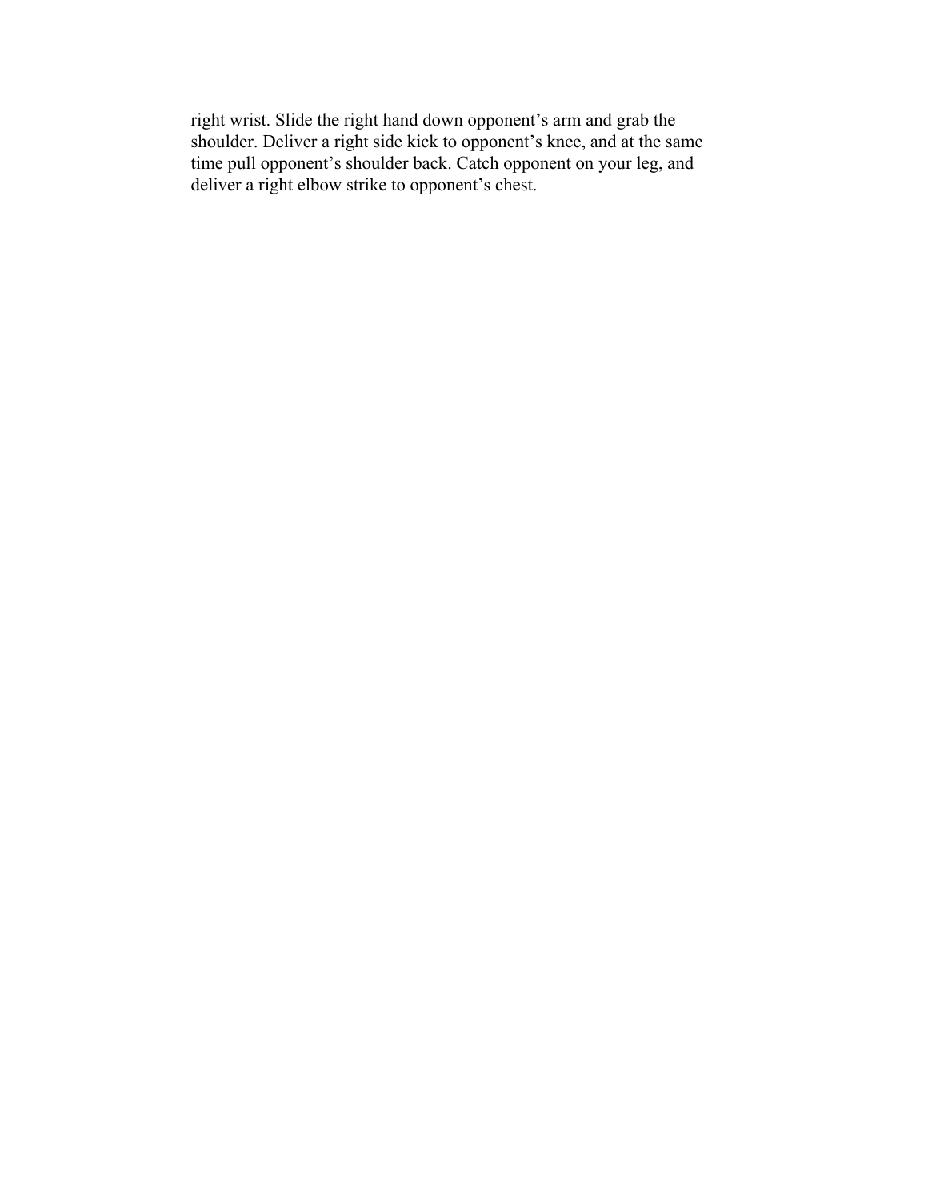right wrist. Slide the right hand down opponent's arm and grab the shoulder. Deliver a right side kick to opponent's knee, and at the same time pull opponent's shoulder back. Catch opponent on your leg, and deliver a right elbow strike to opponent's chest.